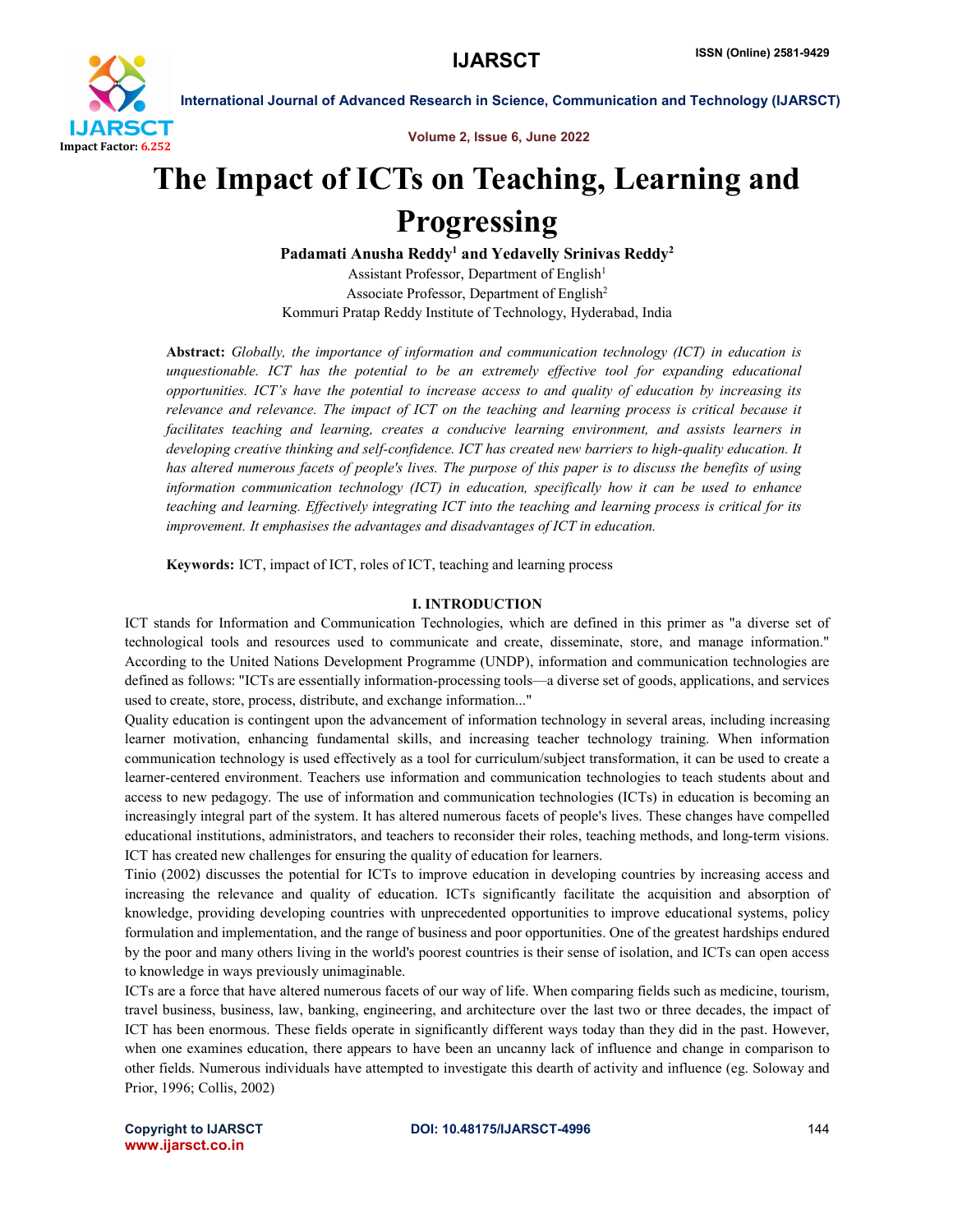# The Impact of ICTs on Teaching, Learning and Progressing

**Padamati Anusha Reddy[1] and Yedavelly Srinivas Reddy[2]**

Assistant Professor, Department of English[1]

Associate Professor, Department of English[2]

Kommuri Pratap Reddy Institute of Technology, Hyderabad, India

**Abstract:** *Globally, the importance of information and communication technology (ICT) in education is unquestionable. ICT has the potential to be an extremely effective tool for expanding educational opportunities. ICT's have the potential to increase access to and quality of education by increasing its relevance and relevance. The impact of ICT on the teaching and learning process is critical because it facilitates teaching and learning, creates a conducive learning environment, and assists learners in developing creative thinking and self-confidence. ICT has created new barriers to high-quality education. It has altered numerous facets of people's lives. The purpose of this paper is to discuss the benefits of using information communication technology (ICT) in education, specifically how it can be used to enhance teaching and learning. Effectively integrating ICT into the teaching and learning process is critical for its improvement. It emphasises the advantages and disadvantages of ICT in education.*

**Keywords:** ICT, impact of ICT, roles of ICT, teaching and learning process

## I. INTRODUCTION

ICT stands for Information and Communication Technologies, which are defined in this primer as "a diverse set of technological tools and resources used to communicate and create, disseminate, store, and manage information." According to the United Nations Development Programme (UNDP), information and communication technologies are defined as follows: "ICTs are essentially information-processing tools—a diverse set of goods, applications, and services used to create, store, process, distribute, and exchange information..."

Quality education is contingent upon the advancement of information technology in several areas, including increasing learner motivation, enhancing fundamental skills, and increasing teacher technology training. When information communication technology is used effectively as a tool for curriculum/subject transformation, it can be used to create a learner-centered environment. Teachers use information and communication technologies to teach students about and access to new pedagogy. The use of information and communication technologies (ICTs) in education is becoming an increasingly integral part of the system. It has altered numerous facets of people's lives. These changes have compelled educational institutions, administrators, and teachers to reconsider their roles, teaching methods, and long-term visions. ICT has created new challenges for ensuring the quality of education for learners.

Tinio (2002) discusses the potential for ICTs to improve education in developing countries by increasing access and increasing the relevance and quality of education. ICTs significantly facilitate the acquisition and absorption of knowledge, providing developing countries with unprecedented opportunities to improve educational systems, policy formulation and implementation, and the range of business and poor opportunities. One of the greatest hardships endured by the poor and many others living in the world's poorest countries is their sense of isolation, and ICTs can open access to knowledge in ways previously unimaginable.

ICTs are a force that have altered numerous facets of our way of life. When comparing fields such as medicine, tourism, travel business, business, law, banking, engineering, and architecture over the last two or three decades, the impact of ICT has been enormous. These fields operate in significantly different ways today than they did in the past. However, when one examines education, there appears to have been an uncanny lack of influence and change in comparison to other fields. Numerous individuals have attempted to investigate this dearth of activity and influence (eg. Soloway and Prior, 1996; Collis, 2002)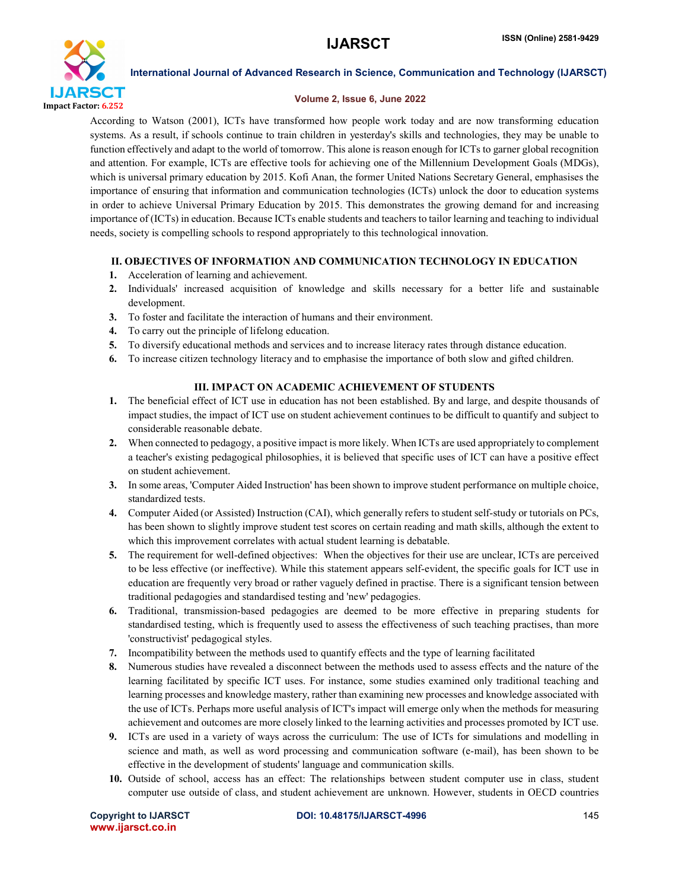According to Watson (2001), ICTs have transformed how people work today and are now transforming education systems. As a result, if schools continue to train children in yesterday's skills and technologies, they may be unable to function effectively and adapt to the world of tomorrow. This alone is reason enough for ICTs to garner global recognition and attention. For example, ICTs are effective tools for achieving one of the Millennium Development Goals (MDGs), which is universal primary education by 2015. Kofi Anan, the former United Nations Secretary General, emphasises the importance of ensuring that information and communication technologies (ICTs) unlock the door to education systems in order to achieve Universal Primary Education by 2015. This demonstrates the growing demand for and increasing importance of (ICTs) in education. Because ICTs enable students and teachers to tailor learning and teaching to individual needs, society is compelling schools to respond appropriately to this technological innovation.

## II. OBJECTIVES OF INFORMATION AND COMMUNICATION TECHNOLOGY IN EDUCATION

1. Acceleration of learning and achievement.
2. Individuals' increased acquisition of knowledge and skills necessary for a better life and sustainable development.
3. To foster and facilitate the interaction of humans and their environment.
4. To carry out the principle of lifelong education.
5. To diversify educational methods and services and to increase literacy rates through distance education.
6. To increase citizen technology literacy and to emphasise the importance of both slow and gifted children.

## III. IMPACT ON ACADEMIC ACHIEVEMENT OF STUDENTS

1. The beneficial effect of ICT use in education has not been established. By and large, and despite thousands of impact studies, the impact of ICT use on student achievement continues to be difficult to quantify and subject to considerable reasonable debate.
2. When connected to pedagogy, a positive impact is more likely. When ICTs are used appropriately to complement a teacher's existing pedagogical philosophies, it is believed that specific uses of ICT can have a positive effect on student achievement.
3. In some areas, 'Computer Aided Instruction' has been shown to improve student performance on multiple choice, standardized tests.
4. Computer Aided (or Assisted) Instruction (CAI), which generally refers to student self-study or tutorials on PCs, has been shown to slightly improve student test scores on certain reading and math skills, although the extent to which this improvement correlates with actual student learning is debatable.
5. The requirement for well-defined objectives: When the objectives for their use are unclear, ICTs are perceived to be less effective (or ineffective). While this statement appears self-evident, the specific goals for ICT use in education are frequently very broad or rather vaguely defined in practise. There is a significant tension between traditional pedagogies and standardised testing and 'new' pedagogies.
6. Traditional, transmission-based pedagogies are deemed to be more effective in preparing students for standardised testing, which is frequently used to assess the effectiveness of such teaching practises, than more 'constructivist' pedagogical styles.
7. Incompatibility between the methods used to quantify effects and the type of learning facilitated
8. Numerous studies have revealed a disconnect between the methods used to assess effects and the nature of the learning facilitated by specific ICT uses. For instance, some studies examined only traditional teaching and learning processes and knowledge mastery, rather than examining new processes and knowledge associated with the use of ICTs. Perhaps more useful analysis of ICT's impact will emerge only when the methods for measuring achievement and outcomes are more closely linked to the learning activities and processes promoted by ICT use.
9. ICTs are used in a variety of ways across the curriculum: The use of ICTs for simulations and modelling in science and math, as well as word processing and communication software (e-mail), has been shown to be effective in the development of students' language and communication skills.
10. Outside of school, access has an effect: The relationships between student computer use in class, student computer use outside of class, and student achievement are unknown. However, students in OECD countries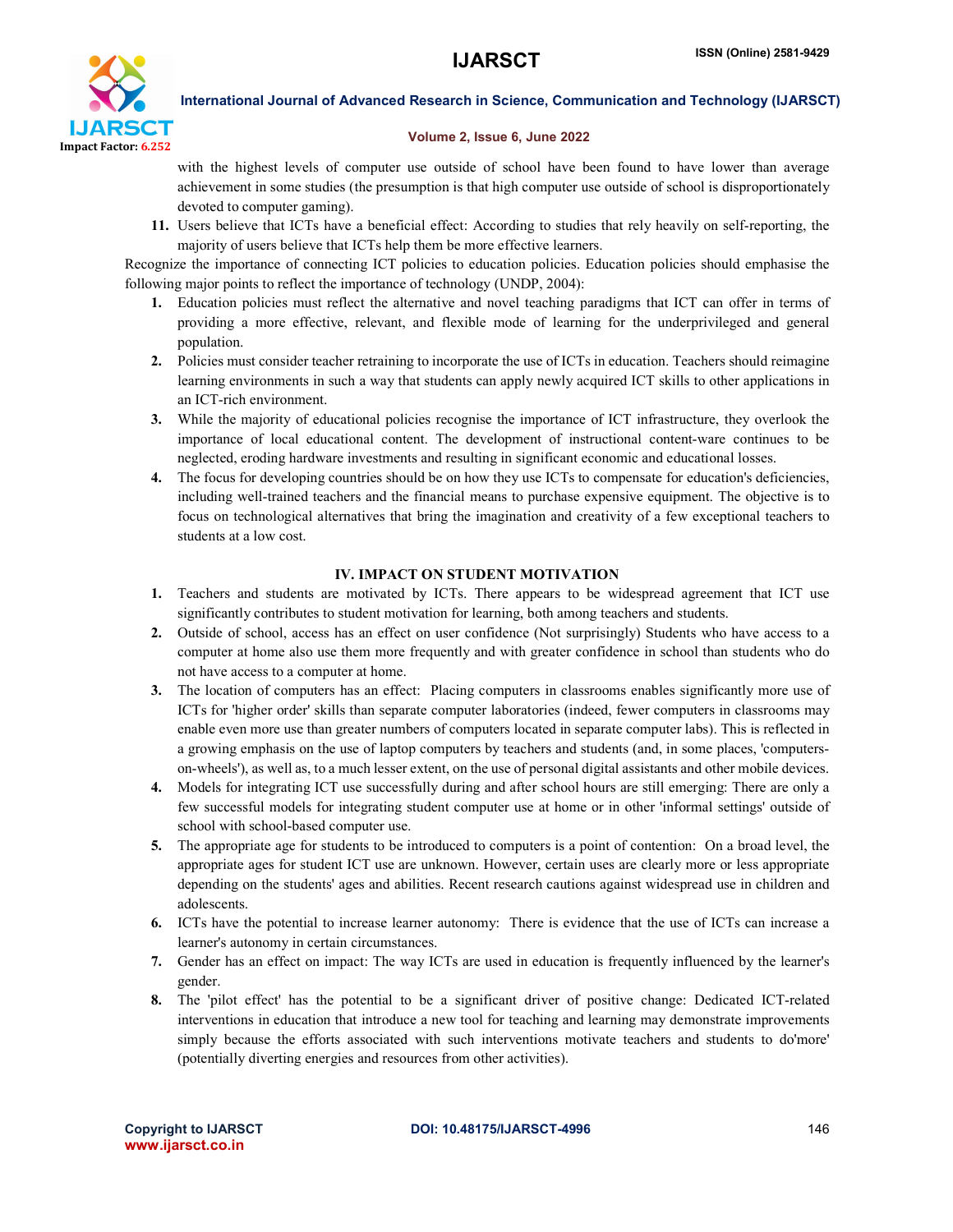with the highest levels of computer use outside of school have been found to have lower than average achievement in some studies (the presumption is that high computer use outside of school is disproportionately devoted to computer gaming).

11. Users believe that ICTs have a beneficial effect: According to studies that rely heavily on self-reporting, the majority of users believe that ICTs help them be more effective learners.

Recognize the importance of connecting ICT policies to education policies. Education policies should emphasise the following major points to reflect the importance of technology (UNDP, 2004):

1. Education policies must reflect the alternative and novel teaching paradigms that ICT can offer in terms of providing a more effective, relevant, and flexible mode of learning for the underprivileged and general population.
2. Policies must consider teacher retraining to incorporate the use of ICTs in education. Teachers should reimagine learning environments in such a way that students can apply newly acquired ICT skills to other applications in an ICT-rich environment.
3. While the majority of educational policies recognise the importance of ICT infrastructure, they overlook the importance of local educational content. The development of instructional content-ware continues to be neglected, eroding hardware investments and resulting in significant economic and educational losses.
4. The focus for developing countries should be on how they use ICTs to compensate for education's deficiencies, including well-trained teachers and the financial means to purchase expensive equipment. The objective is to focus on technological alternatives that bring the imagination and creativity of a few exceptional teachers to students at a low cost.

## IV. IMPACT ON STUDENT MOTIVATION

1. Teachers and students are motivated by ICTs. There appears to be widespread agreement that ICT use significantly contributes to student motivation for learning, both among teachers and students.
2. Outside of school, access has an effect on user confidence (Not surprisingly) Students who have access to a computer at home also use them more frequently and with greater confidence in school than students who do not have access to a computer at home.
3. The location of computers has an effect: Placing computers in classrooms enables significantly more use of ICTs for 'higher order' skills than separate computer laboratories (indeed, fewer computers in classrooms may enable even more use than greater numbers of computers located in separate computer labs). This is reflected in a growing emphasis on the use of laptop computers by teachers and students (and, in some places, 'computers-on-wheels'), as well as, to a much lesser extent, on the use of personal digital assistants and other mobile devices.
4. Models for integrating ICT use successfully during and after school hours are still emerging: There are only a few successful models for integrating student computer use at home or in other 'informal settings' outside of school with school-based computer use.
5. The appropriate age for students to be introduced to computers is a point of contention: On a broad level, the appropriate ages for student ICT use are unknown. However, certain uses are clearly more or less appropriate depending on the students' ages and abilities. Recent research cautions against widespread use in children and adolescents.
6. ICTs have the potential to increase learner autonomy: There is evidence that the use of ICTs can increase a learner's autonomy in certain circumstances.
7. Gender has an effect on impact: The way ICTs are used in education is frequently influenced by the learner's gender.
8. The 'pilot effect' has the potential to be a significant driver of positive change: Dedicated ICT-related interventions in education that introduce a new tool for teaching and learning may demonstrate improvements simply because the efforts associated with such interventions motivate teachers and students to do'more' (potentially diverting energies and resources from other activities).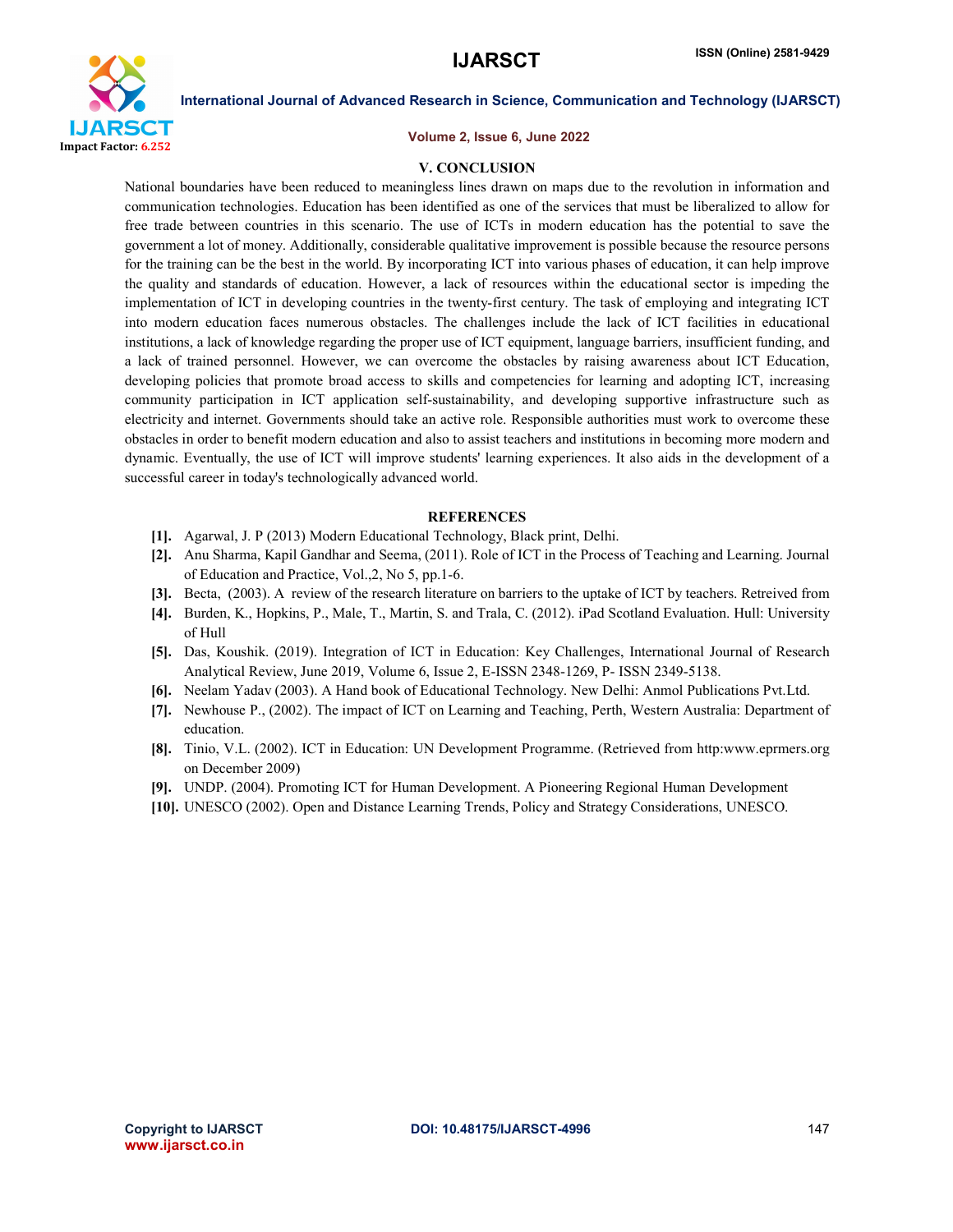## V. CONCLUSION

National boundaries have been reduced to meaningless lines drawn on maps due to the revolution in information and communication technologies. Education has been identified as one of the services that must be liberalized to allow for free trade between countries in this scenario. The use of ICTs in modern education has the potential to save the government a lot of money. Additionally, considerable qualitative improvement is possible because the resource persons for the training can be the best in the world. By incorporating ICT into various phases of education, it can help improve the quality and standards of education. However, a lack of resources within the educational sector is impeding the implementation of ICT in developing countries in the twenty-first century. The task of employing and integrating ICT into modern education faces numerous obstacles. The challenges include the lack of ICT facilities in educational institutions, a lack of knowledge regarding the proper use of ICT equipment, language barriers, insufficient funding, and a lack of trained personnel. However, we can overcome the obstacles by raising awareness about ICT Education, developing policies that promote broad access to skills and competencies for learning and adopting ICT, increasing community participation in ICT application self-sustainability, and developing supportive infrastructure such as electricity and internet. Governments should take an active role. Responsible authorities must work to overcome these obstacles in order to benefit modern education and also to assist teachers and institutions in becoming more modern and dynamic. Eventually, the use of ICT will improve students' learning experiences. It also aids in the development of a successful career in today's technologically advanced world.

## REFERENCES

[1]. Agarwal, J. P (2013) Modern Educational Technology, Black print, Delhi.

[2]. Anu Sharma, Kapil Gandhar and Seema, (2011). Role of ICT in the Process of Teaching and Learning. Journal of Education and Practice, Vol.,2, No 5, pp.1-6.

[3]. Becta, (2003). A review of the research literature on barriers to the uptake of ICT by teachers. Retreived from

[4]. Burden, K., Hopkins, P., Male, T., Martin, S. and Trala, C. (2012). iPad Scotland Evaluation. Hull: University of Hull

[5]. Das, Koushik. (2019). Integration of ICT in Education: Key Challenges, International Journal of Research Analytical Review, June 2019, Volume 6, Issue 2, E-ISSN 2348-1269, P- ISSN 2349-5138.

[6]. Neelam Yadav (2003). A Hand book of Educational Technology. New Delhi: Anmol Publications Pvt.Ltd.

[7]. Newhouse P., (2002). The impact of ICT on Learning and Teaching, Perth, Western Australia: Department of education.

[8]. Tinio, V.L. (2002). ICT in Education: UN Development Programme. (Retrieved from http:www.eprmers.org on December 2009)

[9]. UNDP. (2004). Promoting ICT for Human Development. A Pioneering Regional Human Development

[10]. UNESCO (2002). Open and Distance Learning Trends, Policy and Strategy Considerations, UNESCO.